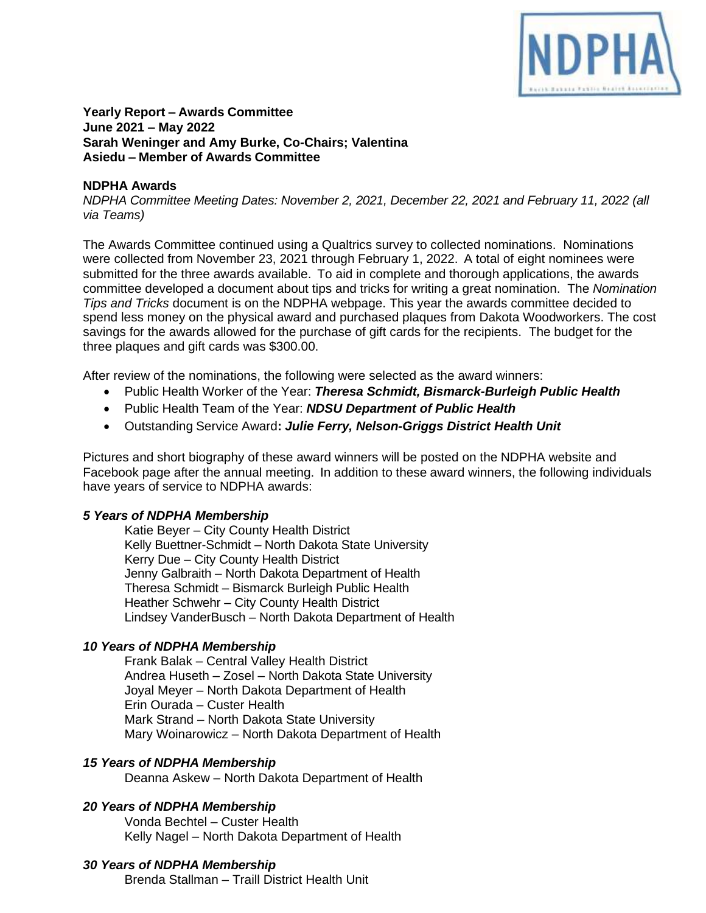**Yearly Report – Awards Committee**
**June 2021 – May 2022**
**Sarah Weninger and Amy Burke, Co-Chairs; Valentina Asiedu – Member of Awards Committee**

**NDPHA Awards**

*NDPHA Committee Meeting Dates: November 2, 2021, December 22, 2021 and February 11, 2022 (all via Teams)*

The Awards Committee continued using a Qualtrics survey to collected nominations. Nominations were collected from November 23, 2021 through February 1, 2022. A total of eight nominees were submitted for the three awards available. To aid in complete and thorough applications, the awards committee developed a document about tips and tricks for writing a great nomination. The *Nomination Tips and Tricks* document is on the NDPHA webpage. This year the awards committee decided to spend less money on the physical award and purchased plaques from Dakota Woodworkers. The cost savings for the awards allowed for the purchase of gift cards for the recipients. The budget for the three plaques and gift cards was $300.00.

After review of the nominations, the following were selected as the award winners:

- Public Health Worker of the Year: ***Theresa Schmidt, Bismarck-Burleigh Public Health***
- Public Health Team of the Year: ***NDSU Department of Public Health***
- Outstanding Service Award**: *Julie Ferry, Nelson-Griggs District Health Unit***

Pictures and short biography of these award winners will be posted on the NDPHA website and Facebook page after the annual meeting. In addition to these award winners, the following individuals have years of service to NDPHA awards:

***5 Years of NDPHA Membership***

Katie Beyer – City County Health District
Kelly Buettner-Schmidt – North Dakota State University
Kerry Due – City County Health District
Jenny Galbraith – North Dakota Department of Health
Theresa Schmidt – Bismarck Burleigh Public Health
Heather Schwehr – City County Health District
Lindsey VanderBusch – North Dakota Department of Health

***10 Years of NDPHA Membership***

Frank Balak – Central Valley Health District
Andrea Huseth – Zosel – North Dakota State University
Joyal Meyer – North Dakota Department of Health
Erin Ourada – Custer Health
Mark Strand – North Dakota State University
Mary Woinarowicz – North Dakota Department of Health

***15 Years of NDPHA Membership***

Deanna Askew – North Dakota Department of Health

***20 Years of NDPHA Membership***

Vonda Bechtel – Custer Health
Kelly Nagel – North Dakota Department of Health

***30 Years of NDPHA Membership***

Brenda Stallman – Traill District Health Unit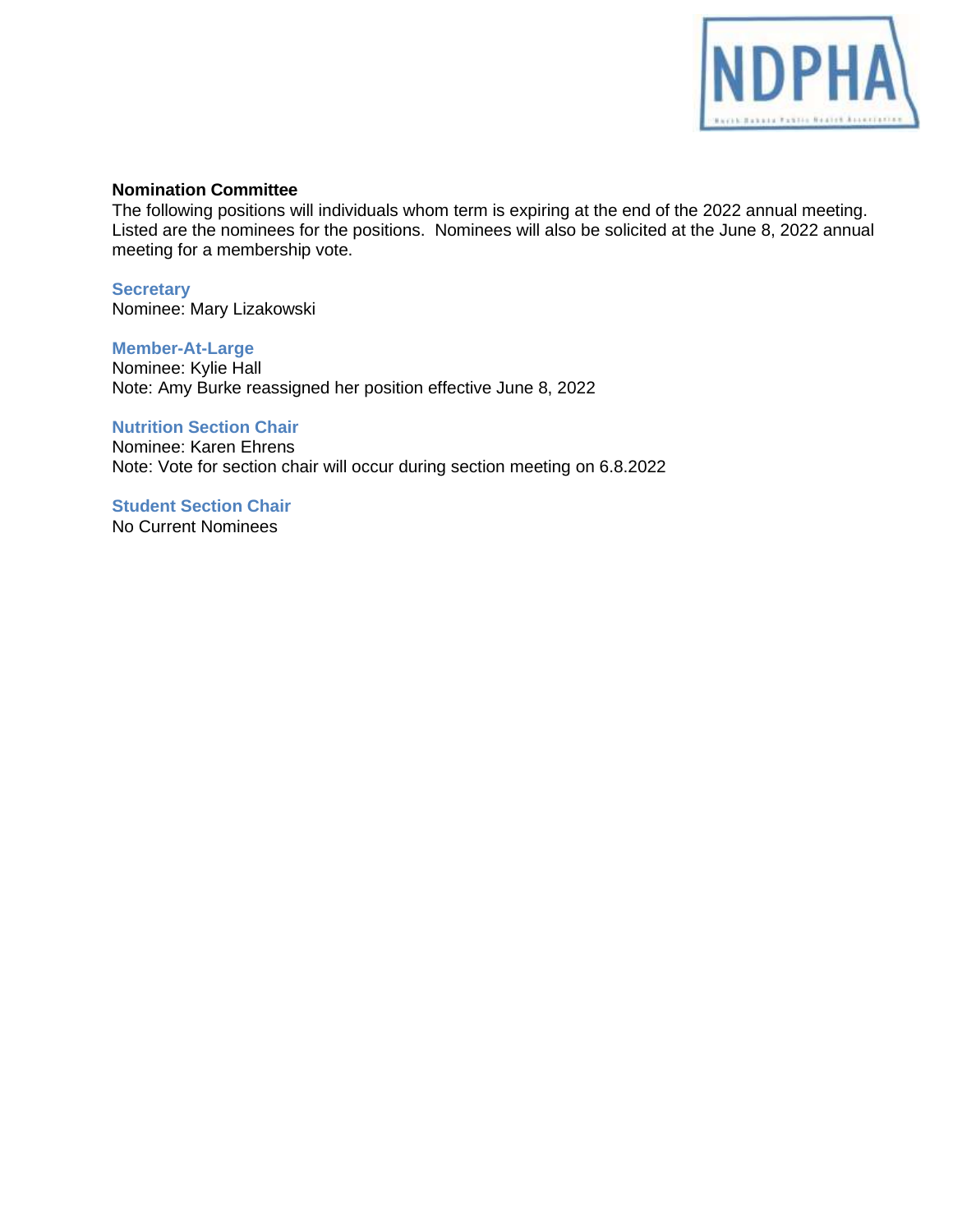**Nomination Committee**
The following positions will individuals whom term is expiring at the end of the 2022 annual meeting. Listed are the nominees for the positions. Nominees will also be solicited at the June 8, 2022 annual meeting for a membership vote.

### Secretary

Nominee: Mary Lizakowski

### Member-At-Large

Nominee: Kylie Hall
Note: Amy Burke reassigned her position effective June 8, 2022

### Nutrition Section Chair

Nominee: Karen Ehrens
Note: Vote for section chair will occur during section meeting on 6.8.2022

### Student Section Chair

No Current Nominees